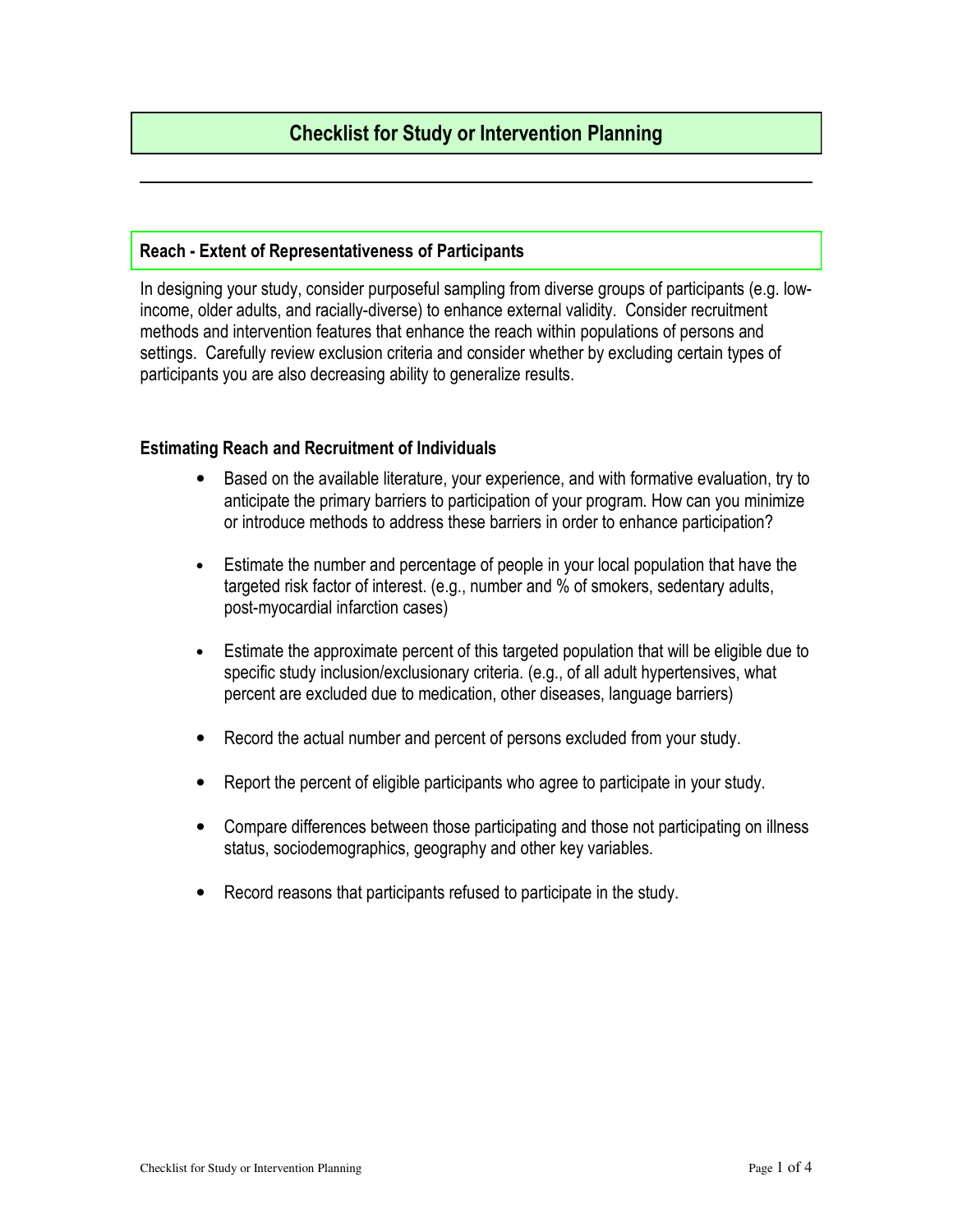# Checklist for Study or Intervention Planning

## Reach - Extent of Representativeness of Participants

In designing your study, consider purposeful sampling from diverse groups of participants (e.g. low-income, older adults, and racially-diverse) to enhance external validity. Consider recruitment methods and intervention features that enhance the reach within populations of persons and settings. Carefully review exclusion criteria and consider whether by excluding certain types of participants you are also decreasing ability to generalize results.

### Estimating Reach and Recruitment of Individuals

- Based on the available literature, your experience, and with formative evaluation, try to anticipate the primary barriers to participation of your program. How can you minimize or introduce methods to address these barriers in order to enhance participation?

- Estimate the number and percentage of people in your local population that have the targeted risk factor of interest. (e.g., number and % of smokers, sedentary adults, post-myocardial infarction cases)

- Estimate the approximate percent of this targeted population that will be eligible due to specific study inclusion/exclusionary criteria. (e.g., of all adult hypertensives, what percent are excluded due to medication, other diseases, language barriers)

- Record the actual number and percent of persons excluded from your study.

- Report the percent of eligible participants who agree to participate in your study.

- Compare differences between those participating and those not participating on illness status, sociodemographics, geography and other key variables.

- Record reasons that participants refused to participate in the study.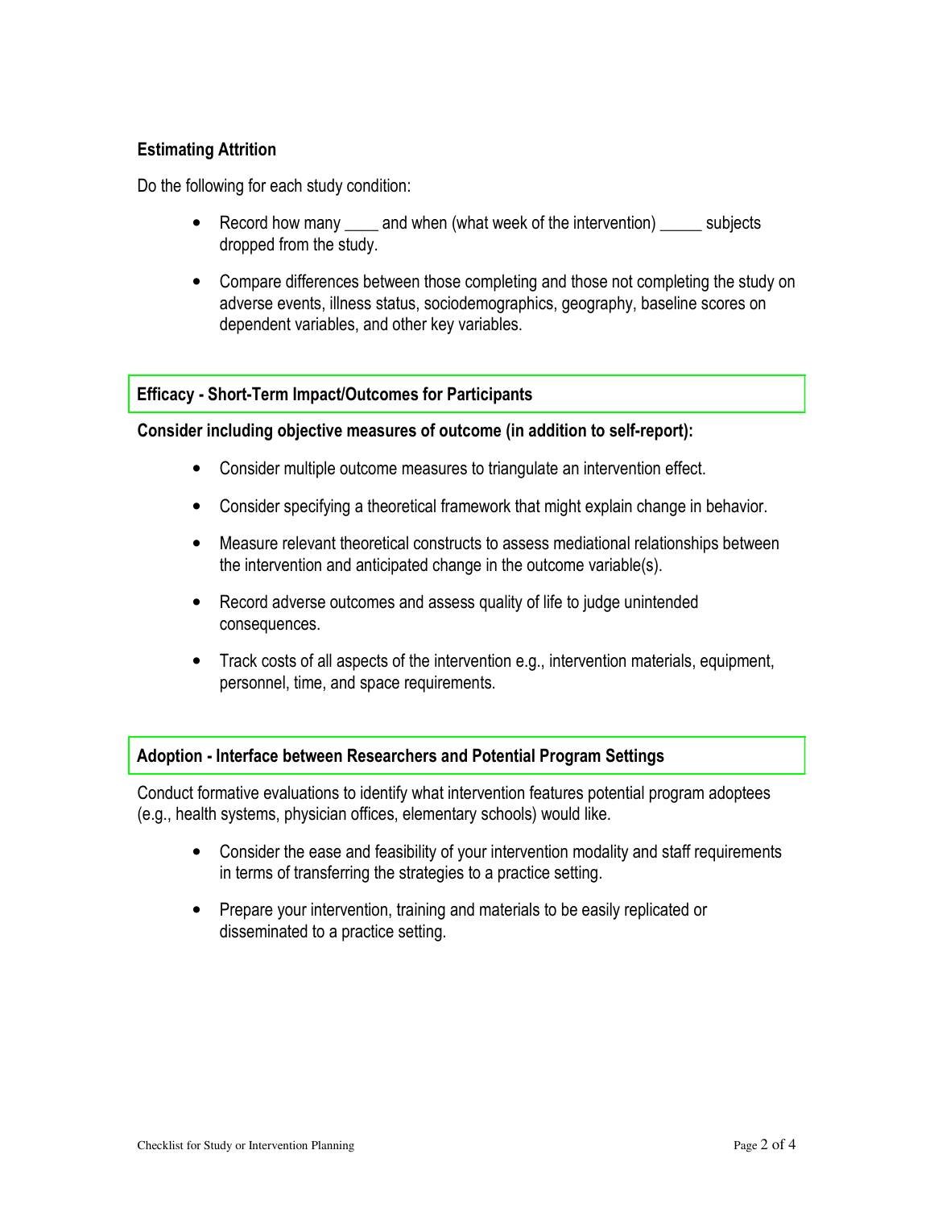### Estimating Attrition

Do the following for each study condition:

- Record how many ____ and when (what week of the intervention) _____ subjects dropped from the study.
- Compare differences between those completing and those not completing the study on adverse events, illness status, sociodemographics, geography, baseline scores on dependent variables, and other key variables.

### Efficacy - Short-Term Impact/Outcomes for Participants

**Consider including objective measures of outcome (in addition to self-report):**

- Consider multiple outcome measures to triangulate an intervention effect.
- Consider specifying a theoretical framework that might explain change in behavior.
- Measure relevant theoretical constructs to assess mediational relationships between the intervention and anticipated change in the outcome variable(s).
- Record adverse outcomes and assess quality of life to judge unintended consequences.
- Track costs of all aspects of the intervention e.g., intervention materials, equipment, personnel, time, and space requirements.

### Adoption - Interface between Researchers and Potential Program Settings

Conduct formative evaluations to identify what intervention features potential program adoptees (e.g., health systems, physician offices, elementary schools) would like.

- Consider the ease and feasibility of your intervention modality and staff requirements in terms of transferring the strategies to a practice setting.
- Prepare your intervention, training and materials to be easily replicated or disseminated to a practice setting.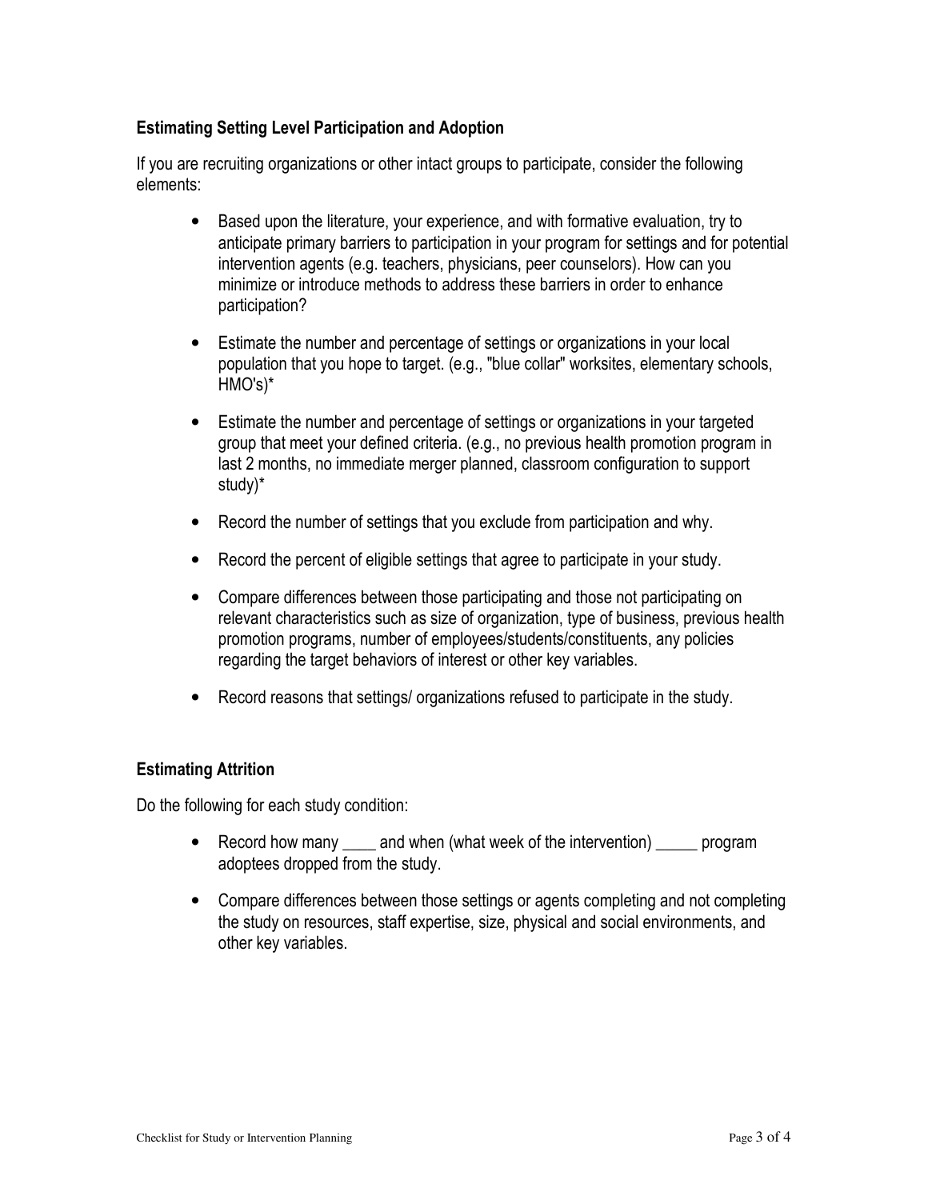### Estimating Setting Level Participation and Adoption

If you are recruiting organizations or other intact groups to participate, consider the following elements:

- Based upon the literature, your experience, and with formative evaluation, try to anticipate primary barriers to participation in your program for settings and for potential intervention agents (e.g. teachers, physicians, peer counselors). How can you minimize or introduce methods to address these barriers in order to enhance participation?
- Estimate the number and percentage of settings or organizations in your local population that you hope to target. (e.g., "blue collar" worksites, elementary schools, HMO's)*
- Estimate the number and percentage of settings or organizations in your targeted group that meet your defined criteria. (e.g., no previous health promotion program in last 2 months, no immediate merger planned, classroom configuration to support study)*
- Record the number of settings that you exclude from participation and why.
- Record the percent of eligible settings that agree to participate in your study.
- Compare differences between those participating and those not participating on relevant characteristics such as size of organization, type of business, previous health promotion programs, number of employees/students/constituents, any policies regarding the target behaviors of interest or other key variables.
- Record reasons that settings/ organizations refused to participate in the study.

### Estimating Attrition

Do the following for each study condition:

- Record how many ____ and when (what week of the intervention) _____ program adoptees dropped from the study.
- Compare differences between those settings or agents completing and not completing the study on resources, staff expertise, size, physical and social environments, and other key variables.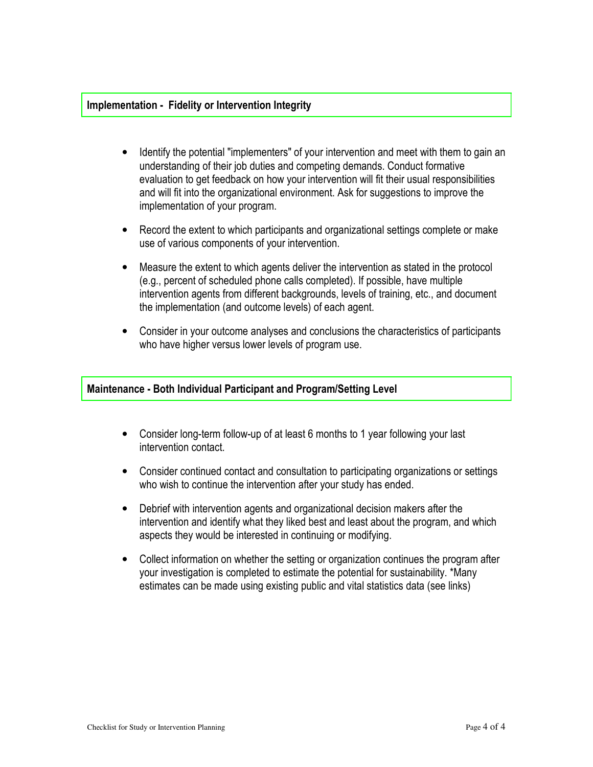## Implementation - Fidelity or Intervention Integrity

- Identify the potential "implementers" of your intervention and meet with them to gain an understanding of their job duties and competing demands. Conduct formative evaluation to get feedback on how your intervention will fit their usual responsibilities and will fit into the organizational environment. Ask for suggestions to improve the implementation of your program.

- Record the extent to which participants and organizational settings complete or make use of various components of your intervention.

- Measure the extent to which agents deliver the intervention as stated in the protocol (e.g., percent of scheduled phone calls completed). If possible, have multiple intervention agents from different backgrounds, levels of training, etc., and document the implementation (and outcome levels) of each agent.

- Consider in your outcome analyses and conclusions the characteristics of participants who have higher versus lower levels of program use.

## Maintenance - Both Individual Participant and Program/Setting Level

- Consider long-term follow-up of at least 6 months to 1 year following your last intervention contact.

- Consider continued contact and consultation to participating organizations or settings who wish to continue the intervention after your study has ended.

- Debrief with intervention agents and organizational decision makers after the intervention and identify what they liked best and least about the program, and which aspects they would be interested in continuing or modifying.

- Collect information on whether the setting or organization continues the program after your investigation is completed to estimate the potential for sustainability. *Many estimates can be made using existing public and vital statistics data (see links)